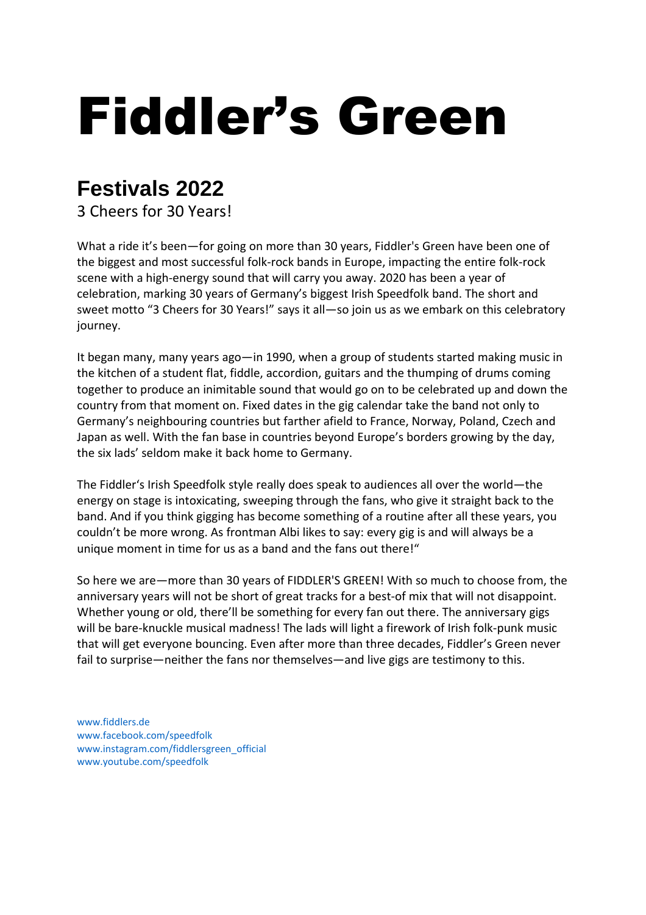# Fiddler’s Green

## Festivals 2022

3 Cheers for 30 Years!

What a ride it’s been—for going on more than 30 years, Fiddler's Green have been one of the biggest and most successful folk-rock bands in Europe, impacting the entire folk-rock scene with a high-energy sound that will carry you away. 2020 has been a year of celebration, marking 30 years of Germany’s biggest Irish Speedfolk band. The short and sweet motto “3 Cheers for 30 Years!” says it all—so join us as we embark on this celebratory journey.

It began many, many years ago—in 1990, when a group of students started making music in the kitchen of a student flat, fiddle, accordion, guitars and the thumping of drums coming together to produce an inimitable sound that would go on to be celebrated up and down the country from that moment on. Fixed dates in the gig calendar take the band not only to Germany’s neighbouring countries but farther afield to France, Norway, Poland, Czech and Japan as well. With the fan base in countries beyond Europe’s borders growing by the day, the six lads’ seldom make it back home to Germany.

The Fiddler‘s Irish Speedfolk style really does speak to audiences all over the world—the energy on stage is intoxicating, sweeping through the fans, who give it straight back to the band. And if you think gigging has become something of a routine after all these years, you couldn’t be more wrong. As frontman Albi likes to say: every gig is and will always be a unique moment in time for us as a band and the fans out there!“

So here we are—more than 30 years of FIDDLER'S GREEN! With so much to choose from, the anniversary years will not be short of great tracks for a best-of mix that will not disappoint. Whether young or old, there’ll be something for every fan out there. The anniversary gigs will be bare-knuckle musical madness! The lads will light a firework of Irish folk-punk music that will get everyone bouncing. Even after more than three decades, Fiddler’s Green never fail to surprise—neither the fans nor themselves—and live gigs are testimony to this.

www.fiddlers.de
www.facebook.com/speedfolk
www.instagram.com/fiddlersgreen_official
www.youtube.com/speedfolk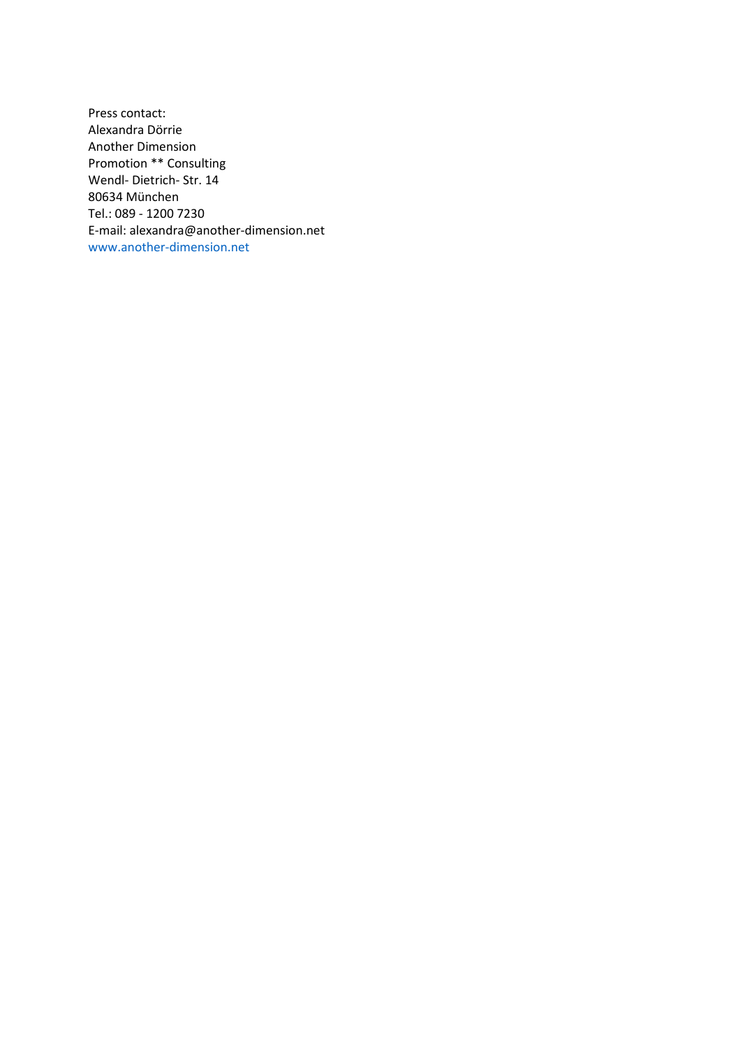Press contact:  
Alexandra Dörrie  
Another Dimension  
Promotion ** Consulting  
Wendl- Dietrich- Str. 14  
80634 München  
Tel.: 089 - 1200 7230  
E-mail: alexandra@another-dimension.net  
www.another-dimension.net